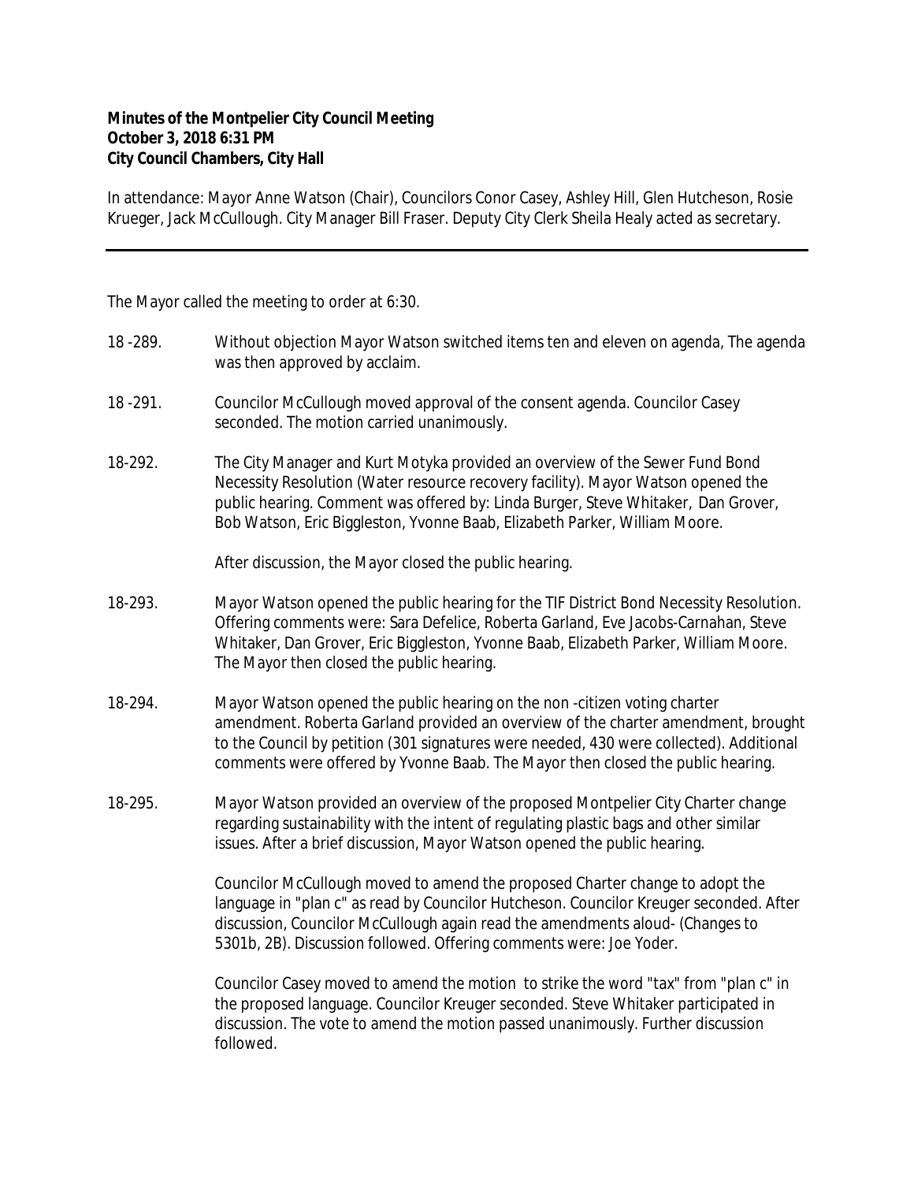**Minutes of the Montpelier City Council Meeting**
**October 3, 2018 6:31 PM**
**City Council Chambers, City Hall**

In attendance: Mayor Anne Watson (Chair), Councilors Conor Casey, Ashley Hill, Glen Hutcheson, Rosie Krueger, Jack McCullough. City Manager Bill Fraser. Deputy City Clerk Sheila Healy acted as secretary.

---

The Mayor called the meeting to order at 6:30.

18 -289. Without objection Mayor Watson switched items ten and eleven on agenda, The agenda was then approved by acclaim.

18 -291. Councilor McCullough moved approval of the consent agenda. Councilor Casey seconded. The motion carried unanimously.

18-292. The City Manager and Kurt Motyka provided an overview of the Sewer Fund Bond Necessity Resolution (Water resource recovery facility). Mayor Watson opened the public hearing. Comment was offered by: Linda Burger, Steve Whitaker, Dan Grover, Bob Watson, Eric Biggleston, Yvonne Baab, Elizabeth Parker, William Moore.

After discussion, the Mayor closed the public hearing.

18-293. Mayor Watson opened the public hearing for the TIF District Bond Necessity Resolution. Offering comments were: Sara Defelice, Roberta Garland, Eve Jacobs-Carnahan, Steve Whitaker, Dan Grover, Eric Biggleston, Yvonne Baab, Elizabeth Parker, William Moore. The Mayor then closed the public hearing.

18-294. Mayor Watson opened the public hearing on the non -citizen voting charter amendment. Roberta Garland provided an overview of the charter amendment, brought to the Council by petition (301 signatures were needed, 430 were collected). Additional comments were offered by Yvonne Baab. The Mayor then closed the public hearing.

18-295. Mayor Watson provided an overview of the proposed Montpelier City Charter change regarding sustainability with the intent of regulating plastic bags and other similar issues. After a brief discussion, Mayor Watson opened the public hearing.

Councilor McCullough moved to amend the proposed Charter change to adopt the language in "plan c" as read by Councilor Hutcheson. Councilor Kreuger seconded. After discussion, Councilor McCullough again read the amendments aloud- (Changes to 5301b, 2B). Discussion followed. Offering comments were: Joe Yoder.

Councilor Casey moved to amend the motion to strike the word "tax" from "plan c" in the proposed language. Councilor Kreuger seconded. Steve Whitaker participated in discussion. The vote to amend the motion passed unanimously. Further discussion followed.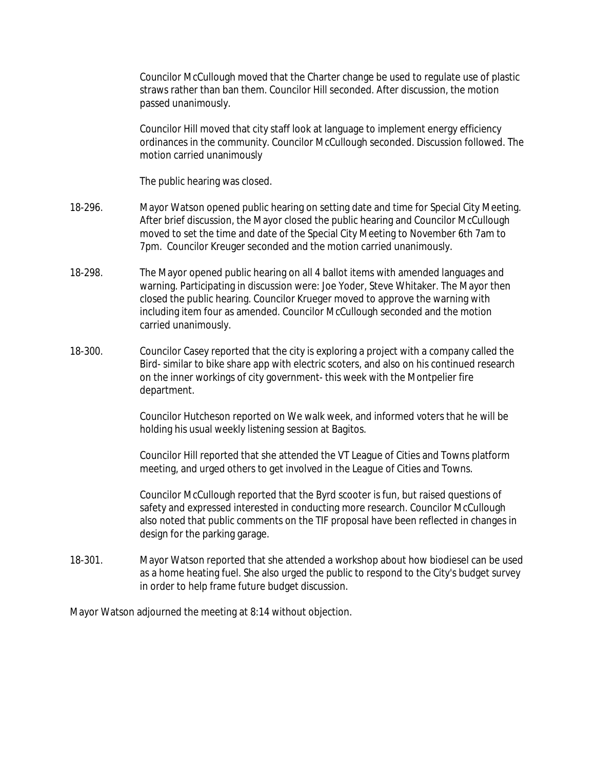Councilor McCullough moved that the Charter change be used to regulate use of plastic straws rather than ban them. Councilor Hill seconded. After discussion, the motion passed unanimously.

Councilor Hill moved that city staff look at language to implement energy efficiency ordinances in the community. Councilor McCullough seconded. Discussion followed. The motion carried unanimously

The public hearing was closed.

18-296. Mayor Watson opened public hearing on setting date and time for Special City Meeting. After brief discussion, the Mayor closed the public hearing and Councilor McCullough moved to set the time and date of the Special City Meeting to November 6th 7am to 7pm. Councilor Kreuger seconded and the motion carried unanimously.

18-298. The Mayor opened public hearing on all 4 ballot items with amended languages and warning. Participating in discussion were: Joe Yoder, Steve Whitaker. The Mayor then closed the public hearing. Councilor Krueger moved to approve the warning with including item four as amended. Councilor McCullough seconded and the motion carried unanimously.

18-300. Councilor Casey reported that the city is exploring a project with a company called the Bird- similar to bike share app with electric scoters, and also on his continued research on the inner workings of city government- this week with the Montpelier fire department.

Councilor Hutcheson reported on We walk week, and informed voters that he will be holding his usual weekly listening session at Bagitos.

Councilor Hill reported that she attended the VT League of Cities and Towns platform meeting, and urged others to get involved in the League of Cities and Towns.

Councilor McCullough reported that the Byrd scooter is fun, but raised questions of safety and expressed interested in conducting more research. Councilor McCullough also noted that public comments on the TIF proposal have been reflected in changes in design for the parking garage.

18-301. Mayor Watson reported that she attended a workshop about how biodiesel can be used as a home heating fuel. She also urged the public to respond to the City's budget survey in order to help frame future budget discussion.

Mayor Watson adjourned the meeting at 8:14 without objection.